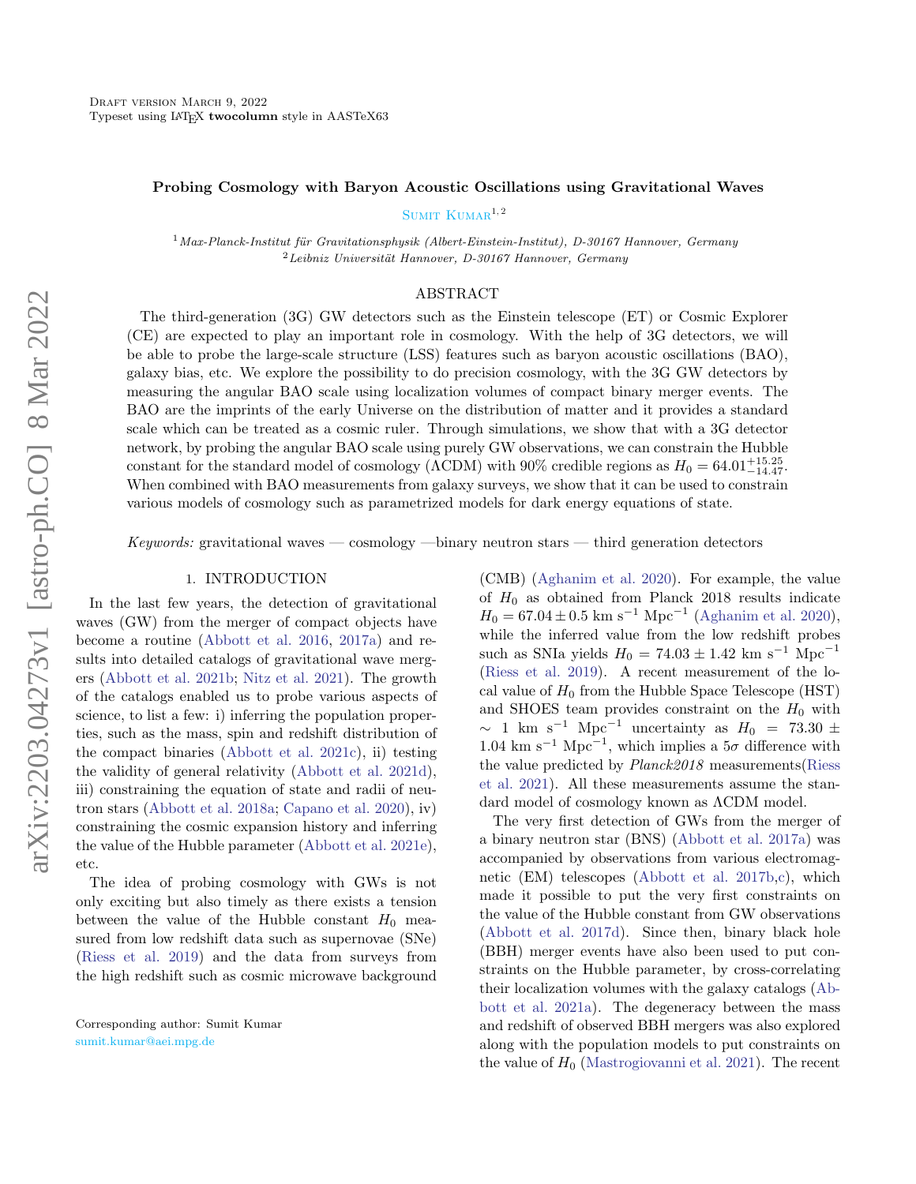Draft version March 9, 2022
Typeset using LaTeX **twocolumn** style in AASTeX63

# Probing Cosmology with Baryon Acoustic Oscillations using Gravitational Waves

Sumit Kumar[1,2]

[1]*Max-Planck-Institut für Gravitationsphysik (Albert-Einstein-Institut), D-30167 Hannover, Germany*
[2]*Leibniz Universität Hannover, D-30167 Hannover, Germany*

## ABSTRACT

The third-generation (3G) GW detectors such as the Einstein telescope (ET) or Cosmic Explorer (CE) are expected to play an important role in cosmology. With the help of 3G detectors, we will be able to probe the large-scale structure (LSS) features such as baryon acoustic oscillations (BAO), galaxy bias, etc. We explore the possibility to do precision cosmology, with the 3G GW detectors by measuring the angular BAO scale using localization volumes of compact binary merger events. The BAO are the imprints of the early Universe on the distribution of matter and it provides a standard scale which can be treated as a cosmic ruler. Through simulations, we show that with a 3G detector network, by probing the angular BAO scale using purely GW observations, we can constrain the Hubble constant for the standard model of cosmology (ΛCDM) with 90% credible regions as $H_0 = 64.01^{+15.25}_{-14.47}$. When combined with BAO measurements from galaxy surveys, we show that it can be used to constrain various models of cosmology such as parametrized models for dark energy equations of state.

*Keywords:* gravitational waves — cosmology —binary neutron stars — third generation detectors

## 1. INTRODUCTION

In the last few years, the detection of gravitational waves (GW) from the merger of compact objects have become a routine (Abbott et al. 2016, 2017a) and results into detailed catalogs of gravitational wave mergers (Abbott et al. 2021b; Nitz et al. 2021). The growth of the catalogs enabled us to probe various aspects of science, to list a few: i) inferring the population properties, such as the mass, spin and redshift distribution of the compact binaries (Abbott et al. 2021c), ii) testing the validity of general relativity (Abbott et al. 2021d), iii) constraining the equation of state and radii of neutron stars (Abbott et al. 2018a; Capano et al. 2020), iv) constraining the cosmic expansion history and inferring the value of the Hubble parameter (Abbott et al. 2021e), etc.

The idea of probing cosmology with GWs is not only exciting but also timely as there exists a tension between the value of the Hubble constant $H_0$ measured from low redshift data such as supernovae (SNe) (Riess et al. 2019) and the data from surveys from the high redshift such as cosmic microwave background (CMB) (Aghanim et al. 2020). For example, the value of $H_0$ as obtained from Planck 2018 results indicate $H_0 = 67.04 \pm 0.5$ km s$^{-1}$ Mpc$^{-1}$ (Aghanim et al. 2020), while the inferred value from the low redshift probes such as SNIa yields $H_0 = 74.03 \pm 1.42$ km s$^{-1}$ Mpc$^{-1}$ (Riess et al. 2019). A recent measurement of the local value of $H_0$ from the Hubble Space Telescope (HST) and SHOES team provides constraint on the $H_0$ with $\sim$ 1 km s$^{-1}$ Mpc$^{-1}$ uncertainty as $H_0 = 73.30 \pm 1.04$ km s$^{-1}$ Mpc$^{-1}$, which implies a 5$\sigma$ difference with the value predicted by *Planck2018* measurements(Riess et al. 2021). All these measurements assume the standard model of cosmology known as ΛCDM model.

The very first detection of GWs from the merger of a binary neutron star (BNS) (Abbott et al. 2017a) was accompanied by observations from various electromagnetic (EM) telescopes (Abbott et al. 2017b,c), which made it possible to put the very first constraints on the value of the Hubble constant from GW observations (Abbott et al. 2017d). Since then, binary black hole (BBH) merger events have also been used to put constraints on the Hubble parameter, by cross-correlating their localization volumes with the galaxy catalogs (Abbott et al. 2021a). The degeneracy between the mass and redshift of observed BBH mergers was also explored along with the population models to put constraints on the value of $H_0$ (Mastrogiovanni et al. 2021). The recent

Corresponding author: Sumit Kumar
sumit.kumar@aei.mpg.de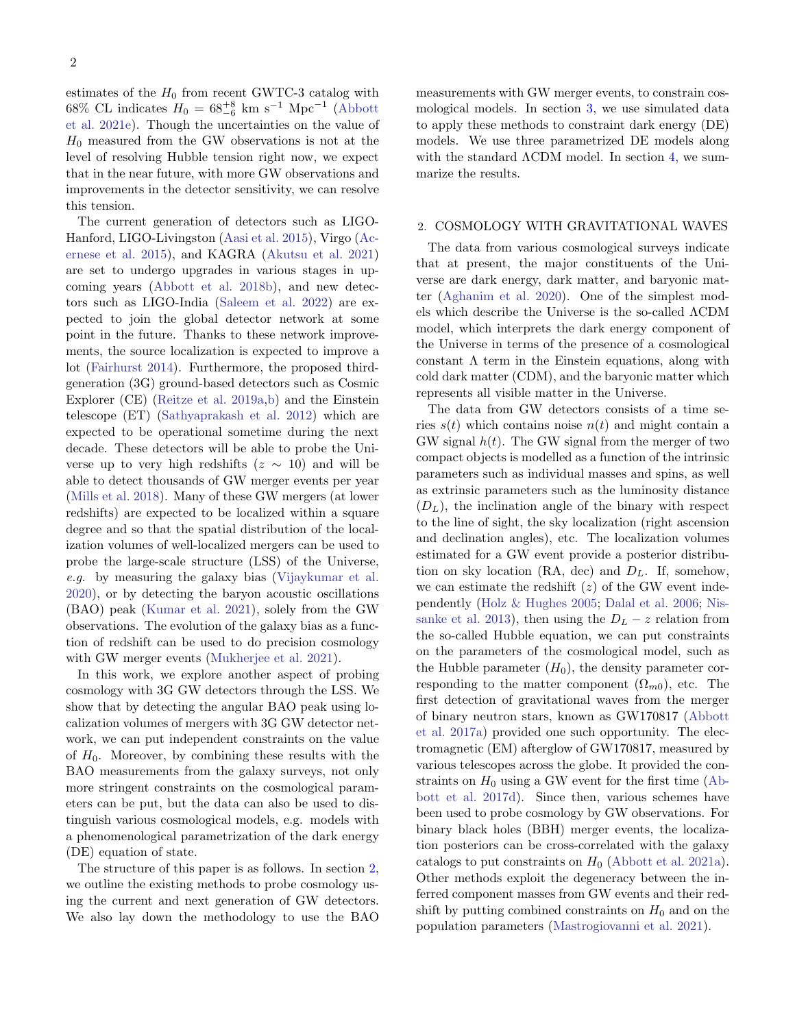estimates of the $H_0$ from recent GWTC-3 catalog with 68% CL indicates $H_0 = 68^{+8}_{-6}$ km s$^{-1}$ Mpc$^{-1}$ (Abbott et al. 2021e). Though the uncertainties on the value of $H_0$ measured from the GW observations is not at the level of resolving Hubble tension right now, we expect that in the near future, with more GW observations and improvements in the detector sensitivity, we can resolve this tension.

The current generation of detectors such as LIGO-Hanford, LIGO-Livingston (Aasi et al. 2015), Virgo (Acernese et al. 2015), and KAGRA (Akutsu et al. 2021) are set to undergo upgrades in various stages in upcoming years (Abbott et al. 2018b), and new detectors such as LIGO-India (Saleem et al. 2022) are expected to join the global detector network at some point in the future. Thanks to these network improvements, the source localization is expected to improve a lot (Fairhurst 2014). Furthermore, the proposed third-generation (3G) ground-based detectors such as Cosmic Explorer (CE) (Reitze et al. 2019a,b) and the Einstein telescope (ET) (Sathyaprakash et al. 2012) which are expected to be operational sometime during the next decade. These detectors will be able to probe the Universe up to very high redshifts ($z \sim 10$) and will be able to detect thousands of GW merger events per year (Mills et al. 2018). Many of these GW mergers (at lower redshifts) are expected to be localized within a square degree and so that the spatial distribution of the localization volumes of well-localized mergers can be used to probe the large-scale structure (LSS) of the Universe, *e.g.* by measuring the galaxy bias (Vijaykumar et al. 2020), or by detecting the baryon acoustic oscillations (BAO) peak (Kumar et al. 2021), solely from the GW observations. The evolution of the galaxy bias as a function of redshift can be used to do precision cosmology with GW merger events (Mukherjee et al. 2021).

In this work, we explore another aspect of probing cosmology with 3G GW detectors through the LSS. We show that by detecting the angular BAO peak using localization volumes of mergers with 3G GW detector network, we can put independent constraints on the value of $H_0$. Moreover, by combining these results with the BAO measurements from the galaxy surveys, not only more stringent constraints on the cosmological parameters can be put, but the data can also be used to distinguish various cosmological models, e.g. models with a phenomenological parametrization of the dark energy (DE) equation of state.

The structure of this paper is as follows. In section 2, we outline the existing methods to probe cosmology using the current and next generation of GW detectors. We also lay down the methodology to use the BAO measurements with GW merger events, to constrain cosmological models. In section 3, we use simulated data to apply these methods to constraint dark energy (DE) models. We use three parametrized DE models along with the standard ΛCDM model. In section 4, we summarize the results.

## 2. COSMOLOGY WITH GRAVITATIONAL WAVES

The data from various cosmological surveys indicate that at present, the major constituents of the Universe are dark energy, dark matter, and baryonic matter (Aghanim et al. 2020). One of the simplest models which describe the Universe is the so-called ΛCDM model, which interprets the dark energy component of the Universe in terms of the presence of a cosmological constant $\Lambda$ term in the Einstein equations, along with cold dark matter (CDM), and the baryonic matter which represents all visible matter in the Universe.

The data from GW detectors consists of a time series $s(t)$ which contains noise $n(t)$ and might contain a GW signal $h(t)$. The GW signal from the merger of two compact objects is modelled as a function of the intrinsic parameters such as individual masses and spins, as well as extrinsic parameters such as the luminosity distance ($D_L$), the inclination angle of the binary with respect to the line of sight, the sky localization (right ascension and declination angles), etc. The localization volumes estimated for a GW event provide a posterior distribution on sky location (RA, dec) and $D_L$. If, somehow, we can estimate the redshift ($z$) of the GW event independently (Holz & Hughes 2005; Dalal et al. 2006; Nissanke et al. 2013), then using the $D_L - z$ relation from the so-called Hubble equation, we can put constraints on the parameters of the cosmological model, such as the Hubble parameter ($H_0$), the density parameter corresponding to the matter component ($\Omega_{m0}$), etc. The first detection of gravitational waves from the merger of binary neutron stars, known as GW170817 (Abbott et al. 2017a) provided one such opportunity. The electromagnetic (EM) afterglow of GW170817, measured by various telescopes across the globe. It provided the constraints on $H_0$ using a GW event for the first time (Abbott et al. 2017d). Since then, various schemes have been used to probe cosmology by GW observations. For binary black holes (BBH) merger events, the localization posteriors can be cross-correlated with the galaxy catalogs to put constraints on $H_0$ (Abbott et al. 2021a). Other methods exploit the degeneracy between the inferred component masses from GW events and their redshift by putting combined constraints on $H_0$ and on the population parameters (Mastrogiovanni et al. 2021).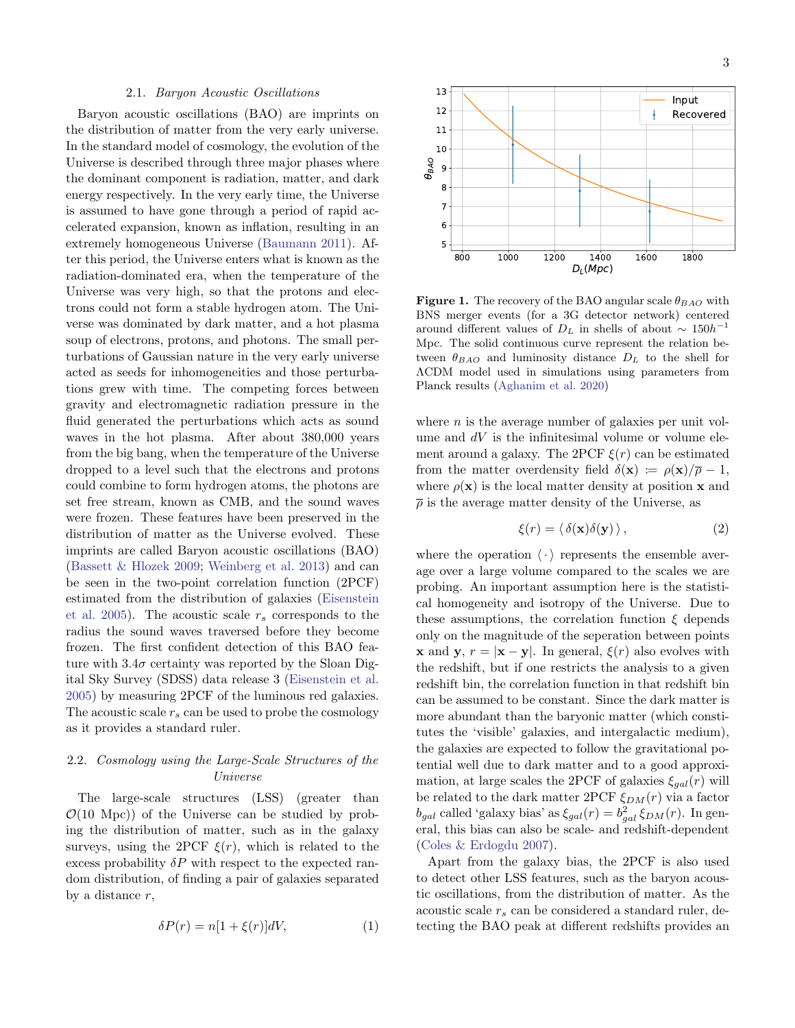### 2.1. *Baryon Acoustic Oscillations*

Baryon acoustic oscillations (BAO) are imprints on the distribution of matter from the very early universe. In the standard model of cosmology, the evolution of the Universe is described through three major phases where the dominant component is radiation, matter, and dark energy respectively. In the very early time, the Universe is assumed to have gone through a period of rapid accelerated expansion, known as inflation, resulting in an extremely homogeneous Universe (Baumann 2011). After this period, the Universe enters what is known as the radiation-dominated era, when the temperature of the Universe was very high, so that the protons and electrons could not form a stable hydrogen atom. The Universe was dominated by dark matter, and a hot plasma soup of electrons, protons, and photons. The small perturbations of Gaussian nature in the very early universe acted as seeds for inhomogeneities and those perturbations grew with time. The competing forces between gravity and electromagnetic radiation pressure in the fluid generated the perturbations which acts as sound waves in the hot plasma. After about 380,000 years from the big bang, when the temperature of the Universe dropped to a level such that the electrons and protons could combine to form hydrogen atoms, the photons are set free stream, known as CMB, and the sound waves were frozen. These features have been preserved in the distribution of matter as the Universe evolved. These imprints are called Baryon acoustic oscillations (BAO) (Bassett & Hlozek 2009; Weinberg et al. 2013) and can be seen in the two-point correlation function (2PCF) estimated from the distribution of galaxies (Eisenstein et al. 2005). The acoustic scale $r_s$ corresponds to the radius the sound waves traversed before they become frozen. The first confident detection of this BAO feature with $3.4\sigma$ certainty was reported by the Sloan Digital Sky Survey (SDSS) data release 3 (Eisenstein et al. 2005) by measuring 2PCF of the luminous red galaxies. The acoustic scale $r_s$ can be used to probe the cosmology as it provides a standard ruler.

### 2.2. *Cosmology using the Large-Scale Structures of the Universe*

The large-scale structures (LSS) (greater than $\mathcal{O}(10\text{ Mpc})$) of the Universe can be studied by probing the distribution of matter, such as in the galaxy surveys, using the 2PCF $\xi(r)$, which is related to the excess probability $\delta P$ with respect to the expected random distribution, of finding a pair of galaxies separated by a distance $r$,

$$\delta P(r) = n[1 + \xi(r)]dV, \tag{1}$$

**Figure 1.** The recovery of the BAO angular scale $\theta_{BAO}$ with BNS merger events (for a 3G detector network) centered around different values of $D_L$ in shells of about $\sim 150h^{-1}$ Mpc. The solid continuous curve represent the relation between $\theta_{BAO}$ and luminosity distance $D_L$ to the shell for $\Lambda$CDM model used in simulations using parameters from Planck results (Aghanim et al. 2020)

where $n$ is the average number of galaxies per unit volume and $dV$ is the infinitesimal volume or volume element around a galaxy. The 2PCF $\xi(r)$ can be estimated from the matter overdensity field $\delta(\mathbf{x}) := \rho(\mathbf{x})/\overline{\rho} - 1$, where $\rho(\mathbf{x})$ is the local matter density at position $\mathbf{x}$ and $\overline{\rho}$ is the average matter density of the Universe, as

$$\xi(r) = \langle\, \delta(\mathbf{x})\delta(\mathbf{y})\, \rangle\,, \tag{2}$$

where the operation $\langle\cdot\rangle$ represents the ensemble average over a large volume compared to the scales we are probing. An important assumption here is the statistical homogeneity and isotropy of the Universe. Due to these assumptions, the correlation function $\xi$ depends only on the magnitude of the seperation between points $\mathbf{x}$ and $\mathbf{y}$, $r = |\mathbf{x} - \mathbf{y}|$. In general, $\xi(r)$ also evolves with the redshift, but if one restricts the analysis to a given redshift bin, the correlation function in that redshift bin can be assumed to be constant. Since the dark matter is more abundant than the baryonic matter (which constitutes the 'visible' galaxies, and intergalactic medium), the galaxies are expected to follow the gravitational potential well due to dark matter and to a good approximation, at large scales the 2PCF of galaxies $\xi_{gal}(r)$ will be related to the dark matter 2PCF $\xi_{DM}(r)$ via a factor $b_{gal}$ called 'galaxy bias' as $\xi_{gal}(r) = b_{gal}^2\, \xi_{DM}(r)$. In general, this bias can also be scale- and redshift-dependent (Coles & Erdogdu 2007).

Apart from the galaxy bias, the 2PCF is also used to detect other LSS features, such as the baryon acoustic oscillations, from the distribution of matter. As the acoustic scale $r_s$ can be considered a standard ruler, detecting the BAO peak at different redshifts provides an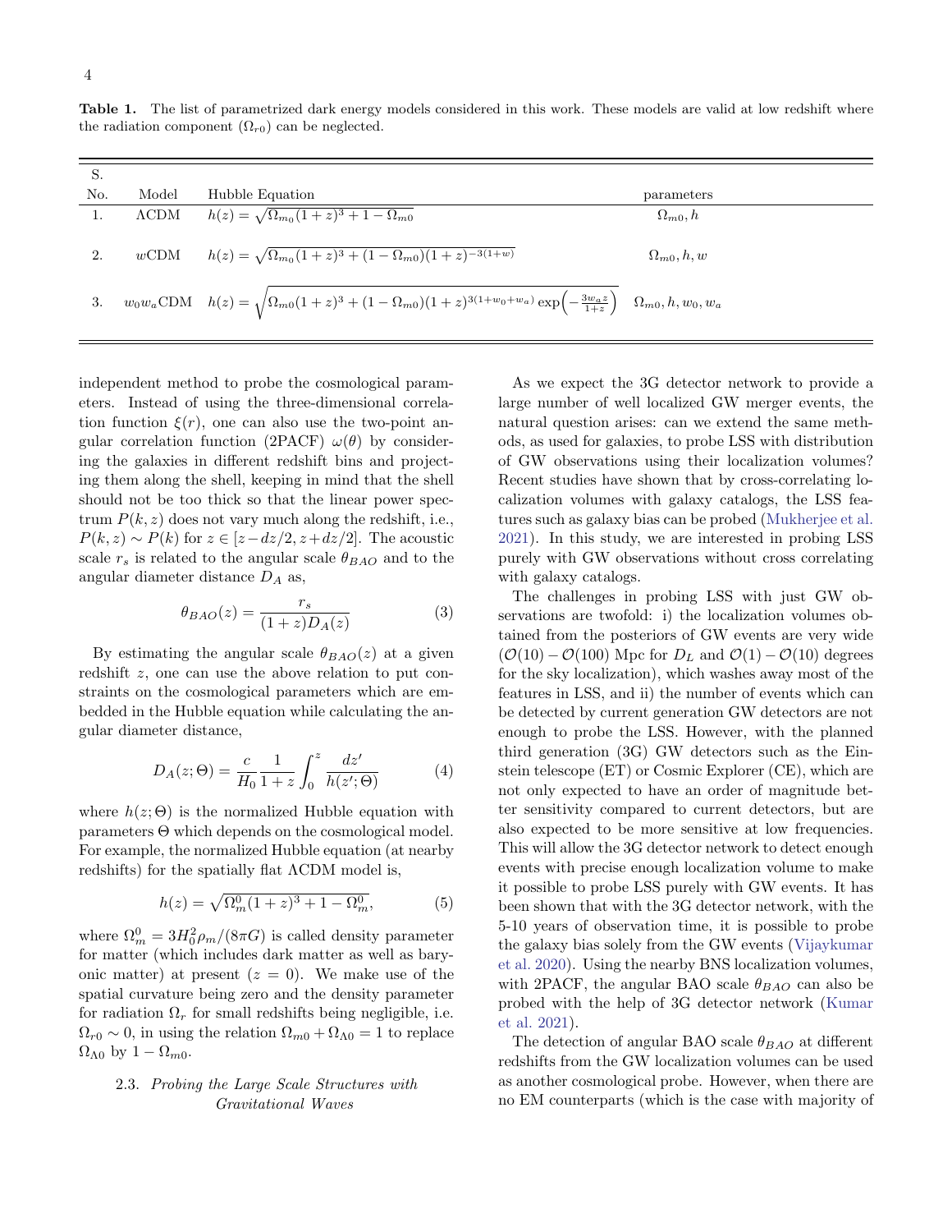**Table 1.** The list of parametrized dark energy models considered in this work. These models are valid at low redshift where the radiation component ($\Omega_{r0}$) can be neglected.

| S. No. | Model | Hubble Equation | parameters |
|---|---|---|---|
| 1. | ΛCDM | $h(z) = \sqrt{\Omega_{m_0}(1+z)^3 + 1 - \Omega_{m0}}$ | $\Omega_{m0}, h$ |
| 2. | $w$CDM | $h(z) = \sqrt{\Omega_{m_0}(1+z)^3 + (1-\Omega_{m0})(1+z)^{-3(1+w)}}$ | $\Omega_{m0}, h, w$ |
| 3. | $w_0 w_a$CDM | $h(z) = \sqrt{\Omega_{m0}(1+z)^3 + (1-\Omega_{m0})(1+z)^{3(1+w_0+w_a)} \exp\left(-\frac{3w_a z}{1+z}\right)}$ | $\Omega_{m0}, h, w_0, w_a$ |

independent method to probe the cosmological parameters. Instead of using the three-dimensional correlation function $\xi(r)$, one can also use the two-point angular correlation function (2PACF) $\omega(\theta)$ by considering the galaxies in different redshift bins and projecting them along the shell, keeping in mind that the shell should not be too thick so that the linear power spectrum $P(k, z)$ does not vary much along the redshift, i.e., $P(k, z) \sim P(k)$ for $z \in [z - dz/2, z + dz/2]$. The acoustic scale $r_s$ is related to the angular scale $\theta_{BAO}$ and to the angular diameter distance $D_A$ as,

$$\theta_{BAO}(z) = \frac{r_s}{(1+z)D_A(z)} \tag{3}$$

By estimating the angular scale $\theta_{BAO}(z)$ at a given redshift $z$, one can use the above relation to put constraints on the cosmological parameters which are embedded in the Hubble equation while calculating the angular diameter distance,

$$D_A(z; \Theta) = \frac{c}{H_0} \frac{1}{1+z} \int_0^z \frac{dz'}{h(z'; \Theta)} \tag{4}$$

where $h(z; \Theta)$ is the normalized Hubble equation with parameters $\Theta$ which depends on the cosmological model. For example, the normalized Hubble equation (at nearby redshifts) for the spatially flat ΛCDM model is,

$$h(z) = \sqrt{\Omega_m^0 (1+z)^3 + 1 - \Omega_m^0}, \tag{5}$$

where $\Omega_m^0 = 3H_0^2 \rho_m / (8\pi G)$ is called density parameter for matter (which includes dark matter as well as baryonic matter) at present ($z = 0$). We make use of the spatial curvature being zero and the density parameter for radiation $\Omega_r$ for small redshifts being negligible, i.e. $\Omega_{r0} \sim 0$, in using the relation $\Omega_{m0} + \Omega_{\Lambda 0} = 1$ to replace $\Omega_{\Lambda 0}$ by $1 - \Omega_{m0}$.

### 2.3. *Probing the Large Scale Structures with Gravitational Waves*

As we expect the 3G detector network to provide a large number of well localized GW merger events, the natural question arises: can we extend the same methods, as used for galaxies, to probe LSS with distribution of GW observations using their localization volumes? Recent studies have shown that by cross-correlating localization volumes with galaxy catalogs, the LSS features such as galaxy bias can be probed (Mukherjee et al. 2021). In this study, we are interested in probing LSS purely with GW observations without cross correlating with galaxy catalogs.

The challenges in probing LSS with just GW observations are twofold: i) the localization volumes obtained from the posteriors of GW events are very wide ($\mathcal{O}(10) - \mathcal{O}(100)$ Mpc for $D_L$ and $\mathcal{O}(1) - \mathcal{O}(10)$ degrees for the sky localization), which washes away most of the features in LSS, and ii) the number of events which can be detected by current generation GW detectors are not enough to probe the LSS. However, with the planned third generation (3G) GW detectors such as the Einstein telescope (ET) or Cosmic Explorer (CE), which are not only expected to have an order of magnitude better sensitivity compared to current detectors, but are also expected to be more sensitive at low frequencies. This will allow the 3G detector network to detect enough events with precise enough localization volume to make it possible to probe LSS purely with GW events. It has been shown that with the 3G detector network, with the 5-10 years of observation time, it is possible to probe the galaxy bias solely from the GW events (Vijaykumar et al. 2020). Using the nearby BNS localization volumes, with 2PACF, the angular BAO scale $\theta_{BAO}$ can also be probed with the help of 3G detector network (Kumar et al. 2021).

The detection of angular BAO scale $\theta_{BAO}$ at different redshifts from the GW localization volumes can be used as another cosmological probe. However, when there are no EM counterparts (which is the case with majority of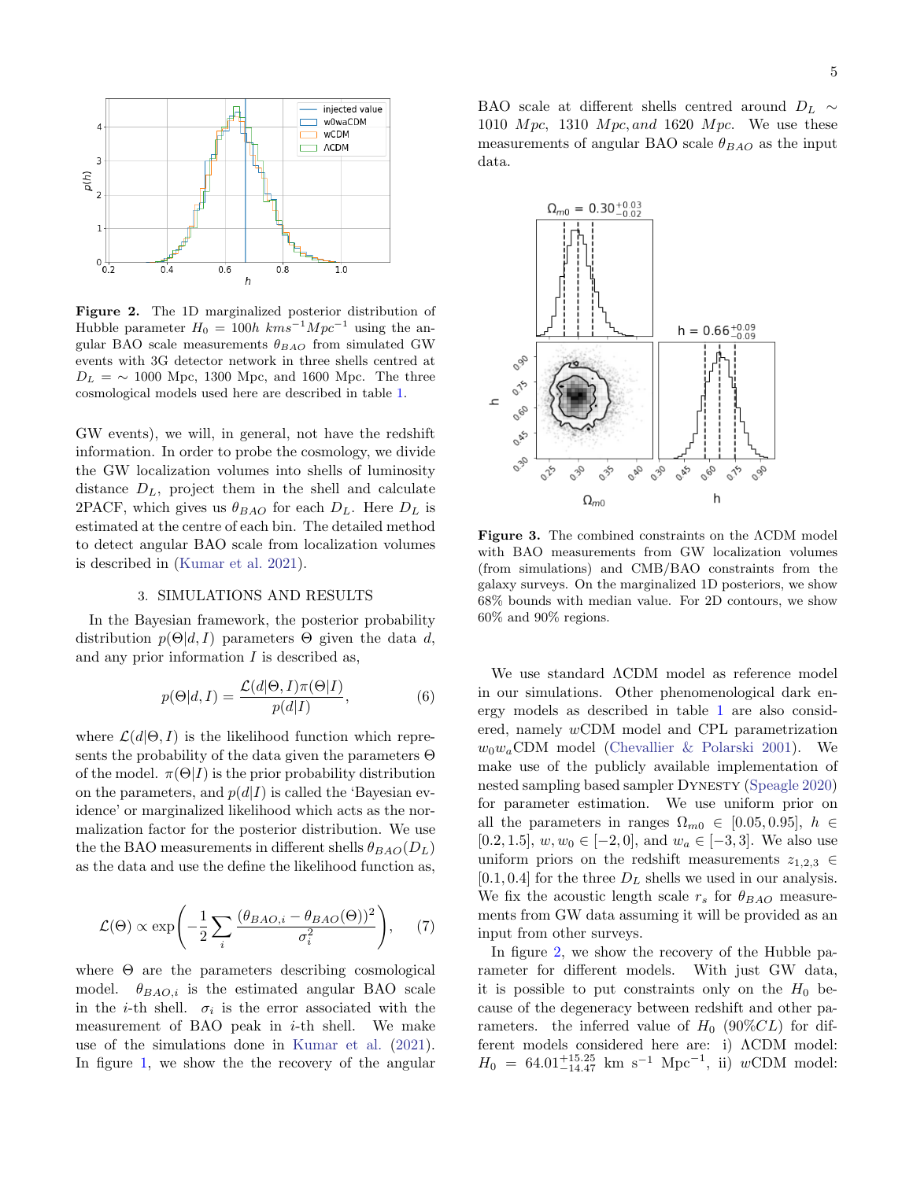**Figure 2.** The 1D marginalized posterior distribution of Hubble parameter $H_0 = 100h\ kms^{-1}Mpc^{-1}$ using the angular BAO scale measurements $\theta_{BAO}$ from simulated GW events with 3G detector network in three shells centred at $D_L = \sim 1000$ Mpc, 1300 Mpc, and 1600 Mpc. The three cosmological models used here are described in table 1.

GW events), we will, in general, not have the redshift information. In order to probe the cosmology, we divide the GW localization volumes into shells of luminosity distance $D_L$, project them in the shell and calculate 2PACF, which gives us $\theta_{BAO}$ for each $D_L$. Here $D_L$ is estimated at the centre of each bin. The detailed method to detect angular BAO scale from localization volumes is described in (Kumar et al. 2021).

## 3. SIMULATIONS AND RESULTS

In the Bayesian framework, the posterior probability distribution $p(\Theta|d, I)$ parameters $\Theta$ given the data $d$, and any prior information $I$ is described as,

$$p(\Theta|d, I) = \frac{\mathcal{L}(d|\Theta, I)\pi(\Theta|I)}{p(d|I)}, \tag{6}$$

where $\mathcal{L}(d|\Theta, I)$ is the likelihood function which represents the probability of the data given the parameters $\Theta$ of the model. $\pi(\Theta|I)$ is the prior probability distribution on the parameters, and $p(d|I)$ is called the 'Bayesian evidence' or marginalized likelihood which acts as the normalization factor for the posterior distribution. We use the the BAO measurements in different shells $\theta_{BAO}(D_L)$ as the data and use the define the likelihood function as,

$$\mathcal{L}(\Theta) \propto \exp\left(-\frac{1}{2}\sum_i \frac{(\theta_{BAO,i} - \theta_{BAO}(\Theta))^2}{\sigma_i^2}\right), \tag{7}$$

where $\Theta$ are the parameters describing cosmological model. $\theta_{BAO,i}$ is the estimated angular BAO scale in the $i$-th shell. $\sigma_i$ is the error associated with the measurement of BAO peak in $i$-th shell. We make use of the simulations done in Kumar et al. (2021). In figure 1, we show the the recovery of the angular BAO scale at different shells centred around $D_L \sim$ 1010 $Mpc$, 1310 $Mpc$, $and$ 1620 $Mpc$. We use these measurements of angular BAO scale $\theta_{BAO}$ as the input data.

**Figure 3.** The combined constraints on the $\Lambda$CDM model with BAO measurements from GW localization volumes (from simulations) and CMB/BAO constraints from the galaxy surveys. On the marginalized 1D posteriors, we show 68% bounds with median value. For 2D contours, we show 60% and 90% regions.

We use standard $\Lambda$CDM model as reference model in our simulations. Other phenomenological dark energy models as described in table 1 are also considered, namely $w$CDM model and CPL parametrization $w_0w_a$CDM model (Chevallier & Polarski 2001). We make use of the publicly available implementation of nested sampling based sampler DYNESTY (Speagle 2020) for parameter estimation. We use uniform prior on all the parameters in ranges $\Omega_{m0} \in [0.05, 0.95]$, $h \in [0.2, 1.5]$, $w, w_0 \in [-2, 0]$, and $w_a \in [-3, 3]$. We also use uniform priors on the redshift measurements $z_{1,2,3} \in [0.1, 0.4]$ for the three $D_L$ shells we used in our analysis. We fix the acoustic length scale $r_s$ for $\theta_{BAO}$ measurements from GW data assuming it will be provided as an input from other surveys.

In figure 2, we show the recovery of the Hubble parameter for different models. With just GW data, it is possible to put constraints only on the $H_0$ because of the degeneracy between redshift and other parameters. the inferred value of $H_0$ ($90\%CL$) for different models considered here are: i) $\Lambda$CDM model: $H_0 = 64.01^{+15.25}_{-14.47}$ km s$^{-1}$ Mpc$^{-1}$, ii) $w$CDM model: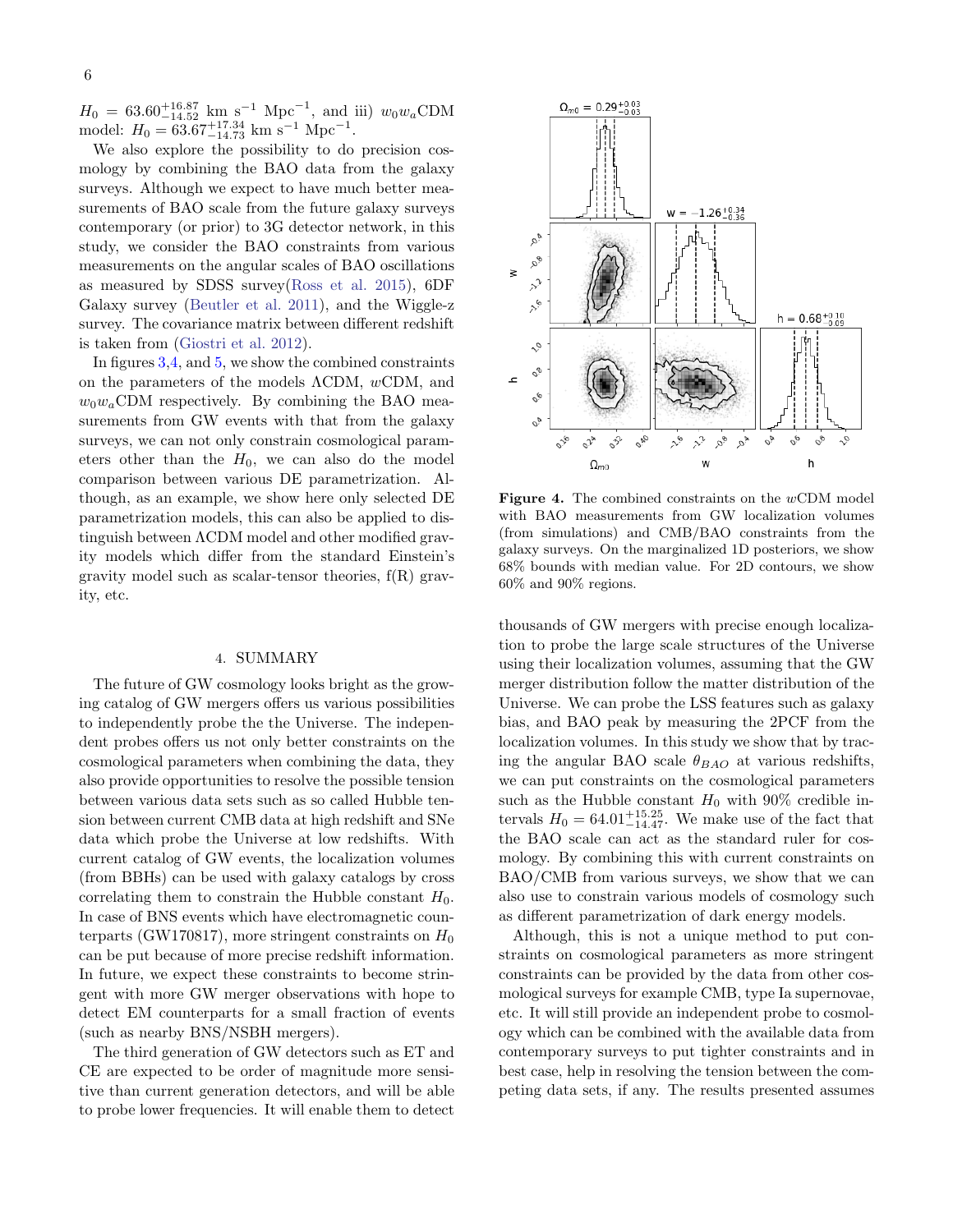$H_0 = 63.60^{+16.87}_{-14.52}$ km s$^{-1}$ Mpc$^{-1}$, and iii) $w_0w_a$CDM model: $H_0 = 63.67^{+17.34}_{-14.73}$ km s$^{-1}$ Mpc$^{-1}$.

We also explore the possibility to do precision cosmology by combining the BAO data from the galaxy surveys. Although we expect to have much better measurements of BAO scale from the future galaxy surveys contemporary (or prior) to 3G detector network, in this study, we consider the BAO constraints from various measurements on the angular scales of BAO oscillations as measured by SDSS survey(Ross et al. 2015), 6DF Galaxy survey (Beutler et al. 2011), and the Wiggle-z survey. The covariance matrix between different redshift is taken from (Giostri et al. 2012).

In figures 3,4, and 5, we show the combined constraints on the parameters of the models ΛCDM, $w$CDM, and $w_0w_a$CDM respectively. By combining the BAO measurements from GW events with that from the galaxy surveys, we can not only constrain cosmological parameters other than the $H_0$, we can also do the model comparison between various DE parametrization. Although, as an example, we show here only selected DE parametrization models, this can also be applied to distinguish between ΛCDM model and other modified gravity models which differ from the standard Einstein's gravity model such as scalar-tensor theories, f(R) gravity, etc.

**Figure 4.** The combined constraints on the $w$CDM model with BAO measurements from GW localization volumes (from simulations) and CMB/BAO constraints from the galaxy surveys. On the marginalized 1D posteriors, we show 68% bounds with median value. For 2D contours, we show 60% and 90% regions.

## 4. SUMMARY

The future of GW cosmology looks bright as the growing catalog of GW mergers offers us various possibilities to independently probe the the Universe. The independent probes offers us not only better constraints on the cosmological parameters when combining the data, they also provide opportunities to resolve the possible tension between various data sets such as so called Hubble tension between current CMB data at high redshift and SNe data which probe the Universe at low redshifts. With current catalog of GW events, the localization volumes (from BBHs) can be used with galaxy catalogs by cross correlating them to constrain the Hubble constant $H_0$. In case of BNS events which have electromagnetic counterparts (GW170817), more stringent constraints on $H_0$ can be put because of more precise redshift information. In future, we expect these constraints to become stringent with more GW merger observations with hope to detect EM counterparts for a small fraction of events (such as nearby BNS/NSBH mergers).

The third generation of GW detectors such as ET and CE are expected to be order of magnitude more sensitive than current generation detectors, and will be able to probe lower frequencies. It will enable them to detect thousands of GW mergers with precise enough localization to probe the large scale structures of the Universe using their localization volumes, assuming that the GW merger distribution follow the matter distribution of the Universe. We can probe the LSS features such as galaxy bias, and BAO peak by measuring the 2PCF from the localization volumes. In this study we show that by tracing the angular BAO scale $\theta_{BAO}$ at various redshifts, we can put constraints on the cosmological parameters such as the Hubble constant $H_0$ with 90% credible intervals $H_0 = 64.01^{+15.25}_{-14.47}$. We make use of the fact that the BAO scale can act as the standard ruler for cosmology. By combining this with current constraints on BAO/CMB from various surveys, we show that we can also use to constrain various models of cosmology such as different parametrization of dark energy models.

Although, this is not a unique method to put constraints on cosmological parameters as more stringent constraints can be provided by the data from other cosmological surveys for example CMB, type Ia supernovae, etc. It will still provide an independent probe to cosmology which can be combined with the available data from contemporary surveys to put tighter constraints and in best case, help in resolving the tension between the competing data sets, if any. The results presented assumes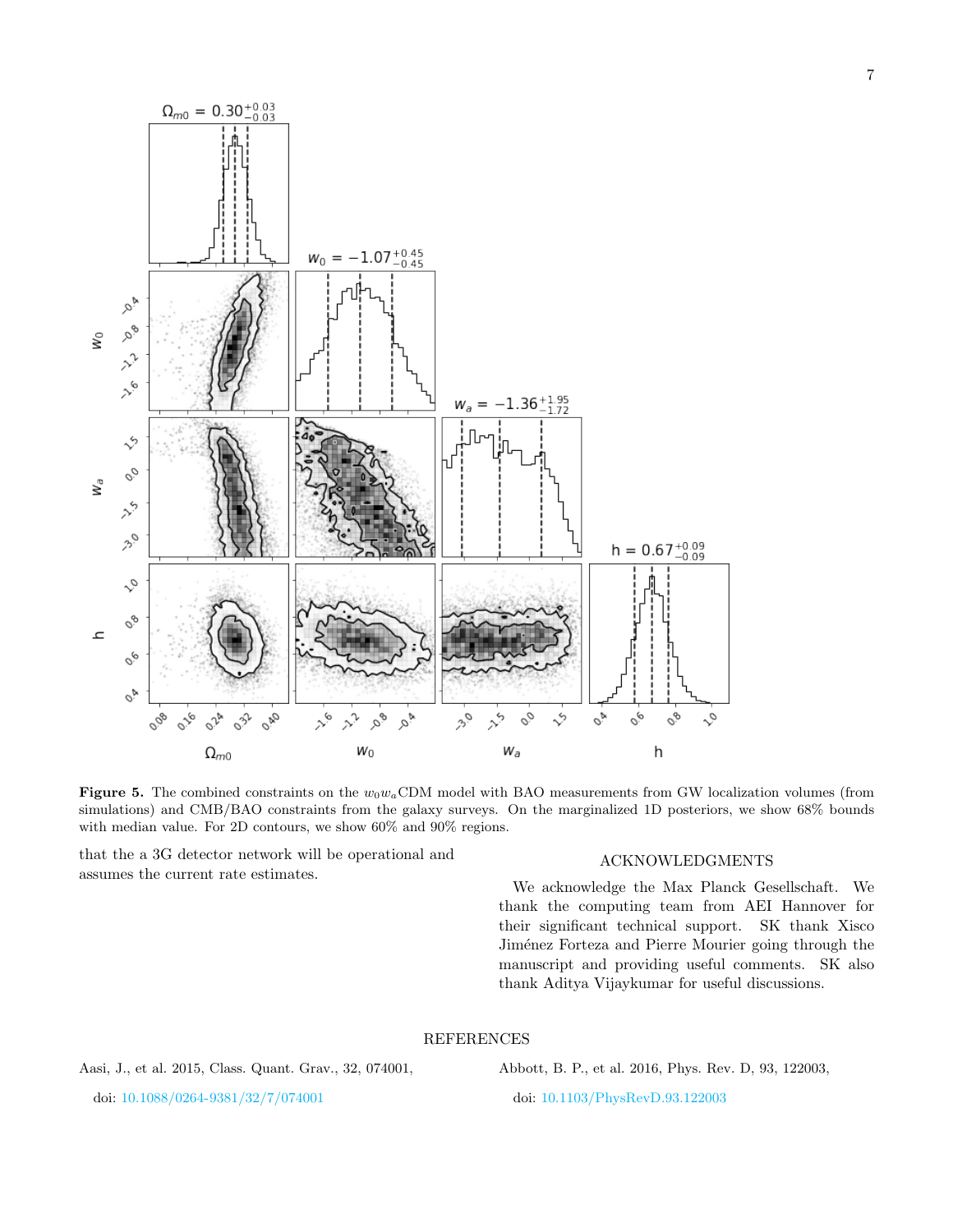**Figure 5.** The combined constraints on the $w_0 w_a$CDM model with BAO measurements from GW localization volumes (from simulations) and CMB/BAO constraints from the galaxy surveys. On the marginalized 1D posteriors, we show 68% bounds with median value. For 2D contours, we show 60% and 90% regions.

that the a 3G detector network will be operational and assumes the current rate estimates.

## ACKNOWLEDGMENTS

We acknowledge the Max Planck Gesellschaft. We thank the computing team from AEI Hannover for their significant technical support. SK thank Xisco Jiménez Forteza and Pierre Mourier going through the manuscript and providing useful comments. SK also thank Aditya Vijaykumar for useful discussions.

## REFERENCES

Aasi, J., et al. 2015, Class. Quant. Grav., 32, 074001, doi: 10.1088/0264-9381/32/7/074001

Abbott, B. P., et al. 2016, Phys. Rev. D, 93, 122003, doi: 10.1103/PhysRevD.93.122003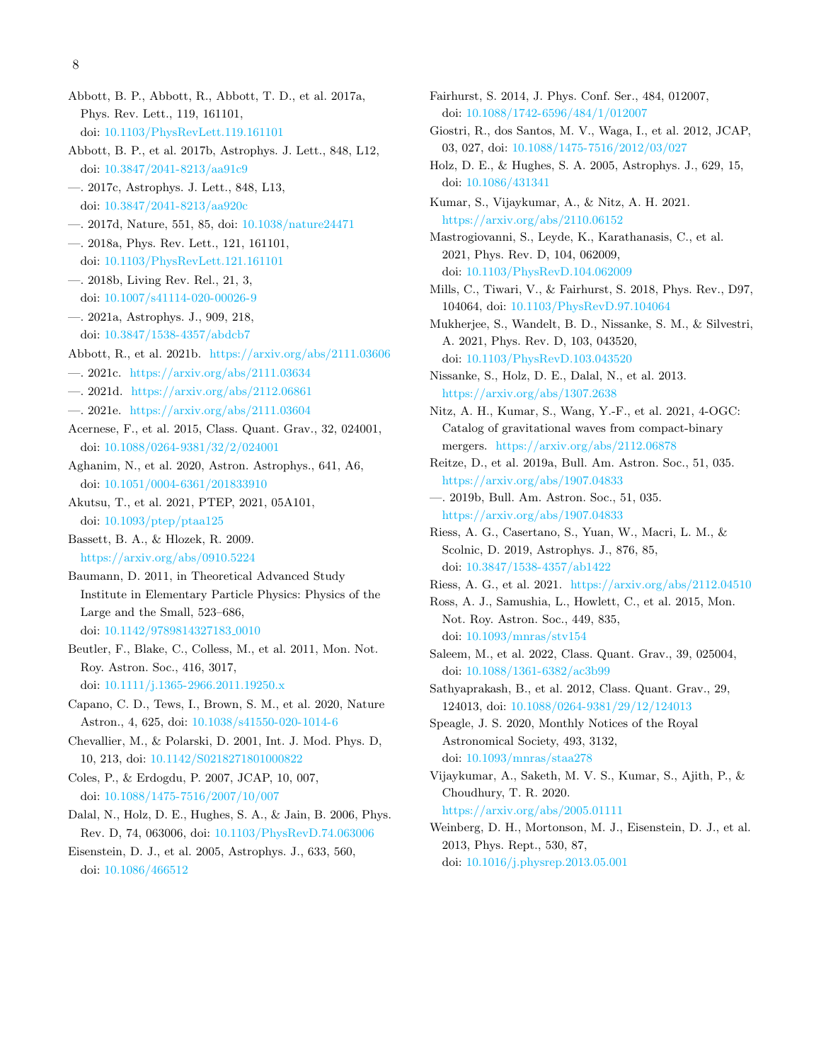Abbott, B. P., Abbott, R., Abbott, T. D., et al. 2017a, Phys. Rev. Lett., 119, 161101, doi: 10.1103/PhysRevLett.119.161101

Abbott, B. P., et al. 2017b, Astrophys. J. Lett., 848, L12, doi: 10.3847/2041-8213/aa91c9

—. 2017c, Astrophys. J. Lett., 848, L13, doi: 10.3847/2041-8213/aa920c

—. 2017d, Nature, 551, 85, doi: 10.1038/nature24471

—. 2018a, Phys. Rev. Lett., 121, 161101, doi: 10.1103/PhysRevLett.121.161101

—. 2018b, Living Rev. Rel., 21, 3, doi: 10.1007/s41114-020-00026-9

—. 2021a, Astrophys. J., 909, 218, doi: 10.3847/1538-4357/abdcb7

Abbott, R., et al. 2021b. https://arxiv.org/abs/2111.03606

—. 2021c. https://arxiv.org/abs/2111.03634

—. 2021d. https://arxiv.org/abs/2112.06861

—. 2021e. https://arxiv.org/abs/2111.03604

Acernese, F., et al. 2015, Class. Quant. Grav., 32, 024001, doi: 10.1088/0264-9381/32/2/024001

Aghanim, N., et al. 2020, Astron. Astrophys., 641, A6, doi: 10.1051/0004-6361/201833910

Akutsu, T., et al. 2021, PTEP, 2021, 05A101, doi: 10.1093/ptep/ptaa125

Bassett, B. A., & Hlozek, R. 2009. https://arxiv.org/abs/0910.5224

Baumann, D. 2011, in Theoretical Advanced Study Institute in Elementary Particle Physics: Physics of the Large and the Small, 523–686, doi: 10.1142/9789814327183_0010

Beutler, F., Blake, C., Colless, M., et al. 2011, Mon. Not. Roy. Astron. Soc., 416, 3017, doi: 10.1111/j.1365-2966.2011.19250.x

Capano, C. D., Tews, I., Brown, S. M., et al. 2020, Nature Astron., 4, 625, doi: 10.1038/s41550-020-1014-6

Chevallier, M., & Polarski, D. 2001, Int. J. Mod. Phys. D, 10, 213, doi: 10.1142/S0218271801000822

Coles, P., & Erdogdu, P. 2007, JCAP, 10, 007, doi: 10.1088/1475-7516/2007/10/007

Dalal, N., Holz, D. E., Hughes, S. A., & Jain, B. 2006, Phys. Rev. D, 74, 063006, doi: 10.1103/PhysRevD.74.063006

Eisenstein, D. J., et al. 2005, Astrophys. J., 633, 560, doi: 10.1086/466512

Fairhurst, S. 2014, J. Phys. Conf. Ser., 484, 012007, doi: 10.1088/1742-6596/484/1/012007

Giostri, R., dos Santos, M. V., Waga, I., et al. 2012, JCAP, 03, 027, doi: 10.1088/1475-7516/2012/03/027

Holz, D. E., & Hughes, S. A. 2005, Astrophys. J., 629, 15, doi: 10.1086/431341

Kumar, S., Vijaykumar, A., & Nitz, A. H. 2021. https://arxiv.org/abs/2110.06152

Mastrogiovanni, S., Leyde, K., Karathanasis, C., et al. 2021, Phys. Rev. D, 104, 062009, doi: 10.1103/PhysRevD.104.062009

Mills, C., Tiwari, V., & Fairhurst, S. 2018, Phys. Rev., D97, 104064, doi: 10.1103/PhysRevD.97.104064

Mukherjee, S., Wandelt, B. D., Nissanke, S. M., & Silvestri, A. 2021, Phys. Rev. D, 103, 043520, doi: 10.1103/PhysRevD.103.043520

Nissanke, S., Holz, D. E., Dalal, N., et al. 2013. https://arxiv.org/abs/1307.2638

Nitz, A. H., Kumar, S., Wang, Y.-F., et al. 2021, 4-OGC: Catalog of gravitational waves from compact-binary mergers. https://arxiv.org/abs/2112.06878

Reitze, D., et al. 2019a, Bull. Am. Astron. Soc., 51, 035. https://arxiv.org/abs/1907.04833

—. 2019b, Bull. Am. Astron. Soc., 51, 035. https://arxiv.org/abs/1907.04833

Riess, A. G., Casertano, S., Yuan, W., Macri, L. M., & Scolnic, D. 2019, Astrophys. J., 876, 85, doi: 10.3847/1538-4357/ab1422

Riess, A. G., et al. 2021. https://arxiv.org/abs/2112.04510

Ross, A. J., Samushia, L., Howlett, C., et al. 2015, Mon. Not. Roy. Astron. Soc., 449, 835, doi: 10.1093/mnras/stv154

Saleem, M., et al. 2022, Class. Quant. Grav., 39, 025004, doi: 10.1088/1361-6382/ac3b99

Sathyaprakash, B., et al. 2012, Class. Quant. Grav., 29, 124013, doi: 10.1088/0264-9381/29/12/124013

Speagle, J. S. 2020, Monthly Notices of the Royal Astronomical Society, 493, 3132, doi: 10.1093/mnras/staa278

Vijaykumar, A., Saketh, M. V. S., Kumar, S., Ajith, P., & Choudhury, T. R. 2020. https://arxiv.org/abs/2005.01111

Weinberg, D. H., Mortonson, M. J., Eisenstein, D. J., et al. 2013, Phys. Rept., 530, 87, doi: 10.1016/j.physrep.2013.05.001